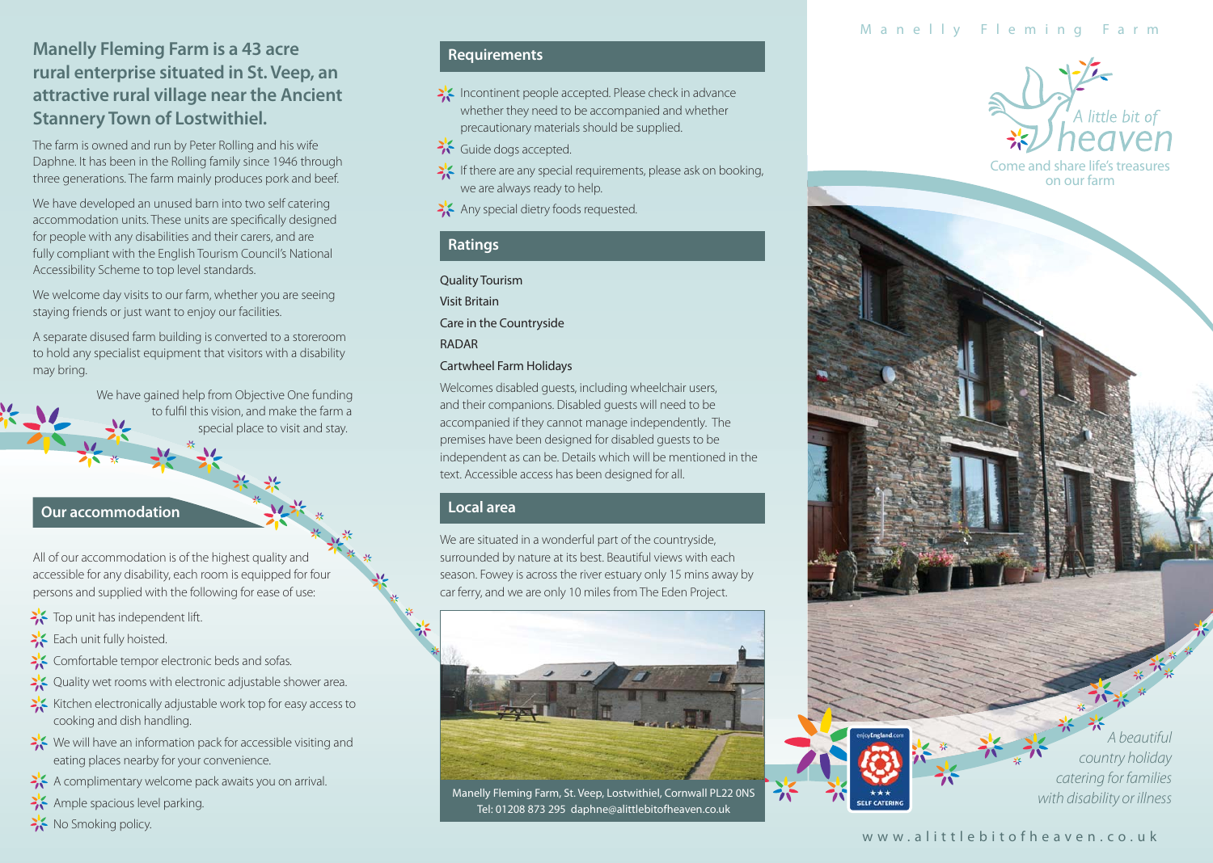## Manelly Fleming Farm is a 43 acre rural enterprise situated in St. Veep, an attractive rural village near the Ancient Stannery Town of Lostwithiel.

The farm is owned and run by Peter Rolling and his wife Daphne. It has been in the Rolling family since 1946 through three generations. The farm mainly produces pork and beef.

We have developed an unused barn into two self catering accommodation units. These units are specifically designed for people with any disabilities and their carers, and are fully compliant with the English Tourism Council's National Accessibility Scheme to top level standards.

We welcome day visits to our farm, whether you are seeing staying friends or just want to enjoy our facilities.

A separate disused farm building is converted to a storeroom to hold any specialist equipment that visitors with a disability may bring.

We have gained help from Objective One funding to fulfil this vision, and make the farm a special place to visit and stay.

## Our accommodation

All of our accommodation is of the highest quality and accessible for any disability, each room is equipped for four persons and supplied with the following for ease of use:

- Top unit has independent lift.
- Each unit fully hoisted.
- Comfortable tempor electronic beds and sofas.
- Quality wet rooms with electronic adjustable shower area.
- Kitchen electronically adjustable work top for easy access to cooking and dish handling.
- We will have an information pack for accessible visiting and eating places nearby for your convenience.
- A complimentary welcome pack awaits you on arrival.
- Ample spacious level parking.
- No Smoking policy.

## Requirements

- Incontinent people accepted. Please check in advance whether they need to be accompanied and whether precautionary materials should be supplied.
- Guide dogs accepted.
- If there are any special requirements, please ask on booking, we are always ready to help.
- Any special dietry foods requested.

## Ratings

Quality Tourism

Visit Britain

Care in the Countryside

RADAR

Cartwheel Farm Holidays

Welcomes disabled guests, including wheelchair users, and their companions. Disabled guests will need to be accompanied if they cannot manage independently. The premises have been designed for disabled guests to be independent as can be. Details which will be mentioned in the text. Accessible access has been designed for all.

## Local area

We are situated in a wonderful part of the countryside, surrounded by nature at its best. Beautiful views with each season. Fowey is across the river estuary only 15 mins away by car ferry, and we are only 10 miles from The Eden Project.

Manelly Fleming Farm, St. Veep, Lostwithiel, Cornwall PL22 0NS
Tel: 01208 873 295 daphne@alittlebitofheaven.co.uk

Manelly Fleming Farm

*A little bit of* heaven

Come and share life's treasures on our farm

enjoyEngland.com ★★★ SELF CATERING

*A beautiful country holiday catering for families with disability or illness*

www.alittlebitofheaven.co.uk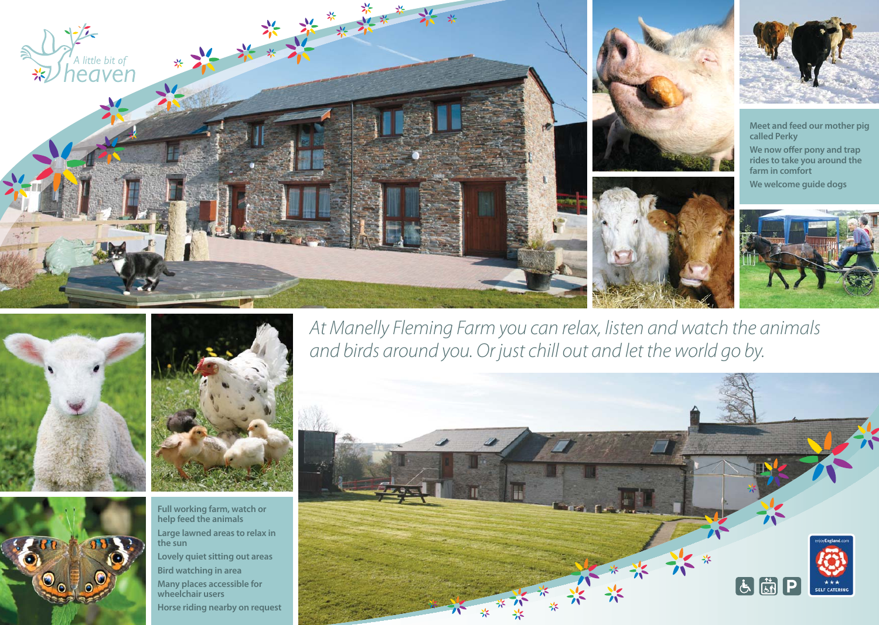A little bit of heaven

Meet and feed our mother pig called Perky

We now offer pony and trap rides to take you around the farm in comfort

We welcome guide dogs

*At Manelly Fleming Farm you can relax, listen and watch the animals and birds around you. Or just chill out and let the world go by.*

- Full working farm, watch or help feed the animals
- Large lawned areas to relax in the sun
- Lovely quiet sitting out areas
- Bird watching in area
- Many places accessible for wheelchair users
- Horse riding nearby on request

enjoyEngland.com ★★★ SELF CATERING